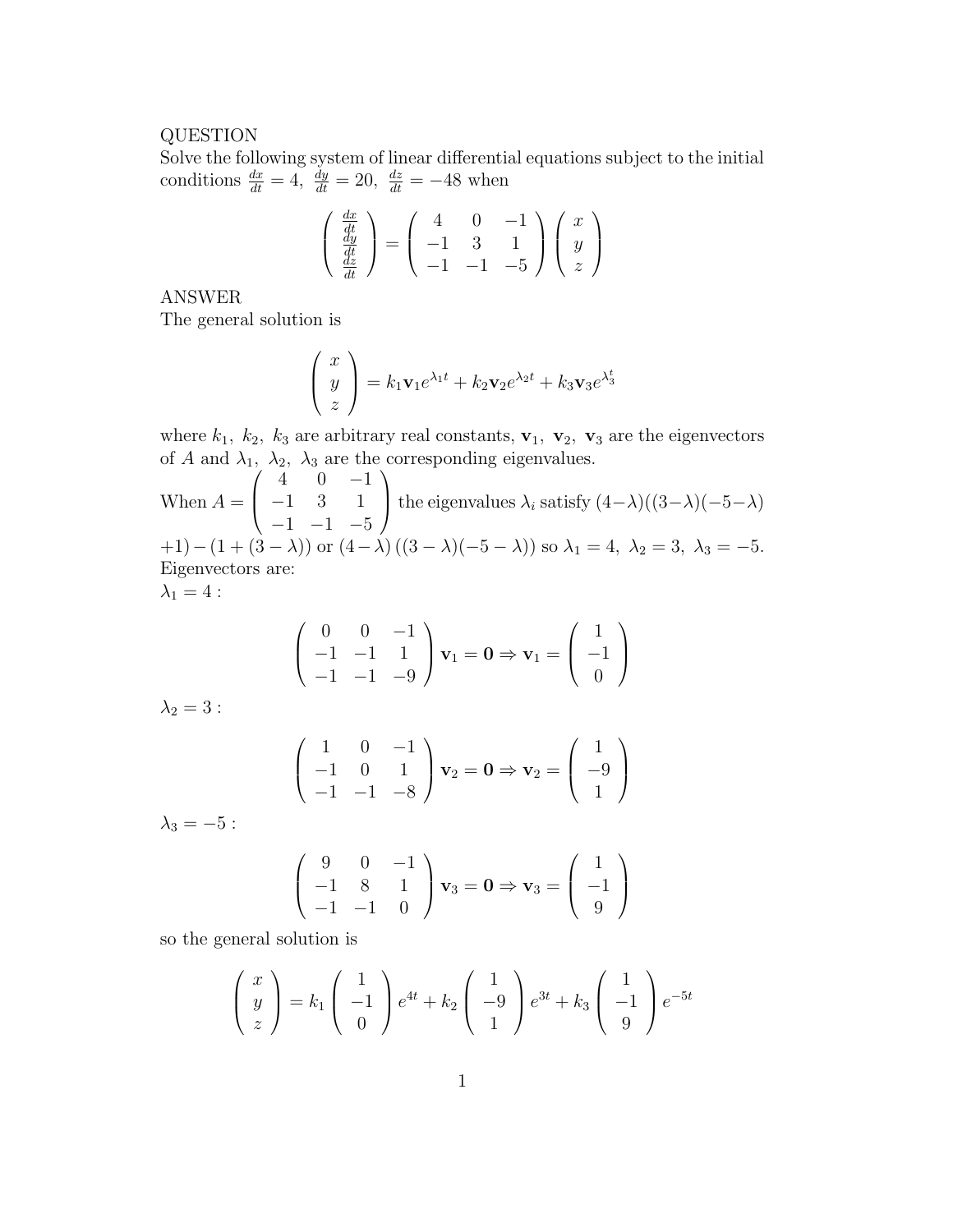QUESTION
Solve the following system of linear differential equations subject to the initial conditions $\frac{dx}{dt} = 4,\ \frac{dy}{dt} = 20,\ \frac{dz}{dt} = -48$ when

$$\begin{pmatrix} \frac{dx}{dt} \\ \frac{dy}{dt} \\ \frac{dz}{dt} \end{pmatrix} = \begin{pmatrix} 4 & 0 & -1 \\ -1 & 3 & 1 \\ -1 & -1 & -5 \end{pmatrix} \begin{pmatrix} x \\ y \\ z \end{pmatrix}$$

ANSWER
The general solution is

$$\begin{pmatrix} x \\ y \\ z \end{pmatrix} = k_1 \mathbf{v}_1 e^{\lambda_1 t} + k_2 \mathbf{v}_2 e^{\lambda_2 t} + k_3 \mathbf{v}_3 e^{\lambda_3^t}$$

where $k_1,\ k_2,\ k_3$ are arbitrary real constants, $\mathbf{v}_1,\ \mathbf{v}_2,\ \mathbf{v}_3$ are the eigenvectors of $A$ and $\lambda_1,\ \lambda_2,\ \lambda_3$ are the corresponding eigenvalues.
When $A = \begin{pmatrix} 4 & 0 & -1 \\ -1 & 3 & 1 \\ -1 & -1 & -5 \end{pmatrix}$ the eigenvalues $\lambda_i$ satisfy $(4-\lambda)((3-\lambda)(-5-\lambda)$ $+1) - (1 + (3-\lambda))$ or $(4-\lambda)\,((3-\lambda)(-5-\lambda))$ so $\lambda_1 = 4,\ \lambda_2 = 3,\ \lambda_3 = -5$.
Eigenvectors are:
$\lambda_1 = 4$ :

$$\begin{pmatrix} 0 & 0 & -1 \\ -1 & -1 & 1 \\ -1 & -1 & -9 \end{pmatrix} \mathbf{v}_1 = \mathbf{0} \Rightarrow \mathbf{v}_1 = \begin{pmatrix} 1 \\ -1 \\ 0 \end{pmatrix}$$

$\lambda_2 = 3$ :

$$\begin{pmatrix} 1 & 0 & -1 \\ -1 & 0 & 1 \\ -1 & -1 & -8 \end{pmatrix} \mathbf{v}_2 = \mathbf{0} \Rightarrow \mathbf{v}_2 = \begin{pmatrix} 1 \\ -9 \\ 1 \end{pmatrix}$$

$\lambda_3 = -5$ :

$$\begin{pmatrix} 9 & 0 & -1 \\ -1 & 8 & 1 \\ -1 & -1 & 0 \end{pmatrix} \mathbf{v}_3 = \mathbf{0} \Rightarrow \mathbf{v}_3 = \begin{pmatrix} 1 \\ -1 \\ 9 \end{pmatrix}$$

so the general solution is

$$\begin{pmatrix} x \\ y \\ z \end{pmatrix} = k_1 \begin{pmatrix} 1 \\ -1 \\ 0 \end{pmatrix} e^{4t} + k_2 \begin{pmatrix} 1 \\ -9 \\ 1 \end{pmatrix} e^{3t} + k_3 \begin{pmatrix} 1 \\ -1 \\ 9 \end{pmatrix} e^{-5t}$$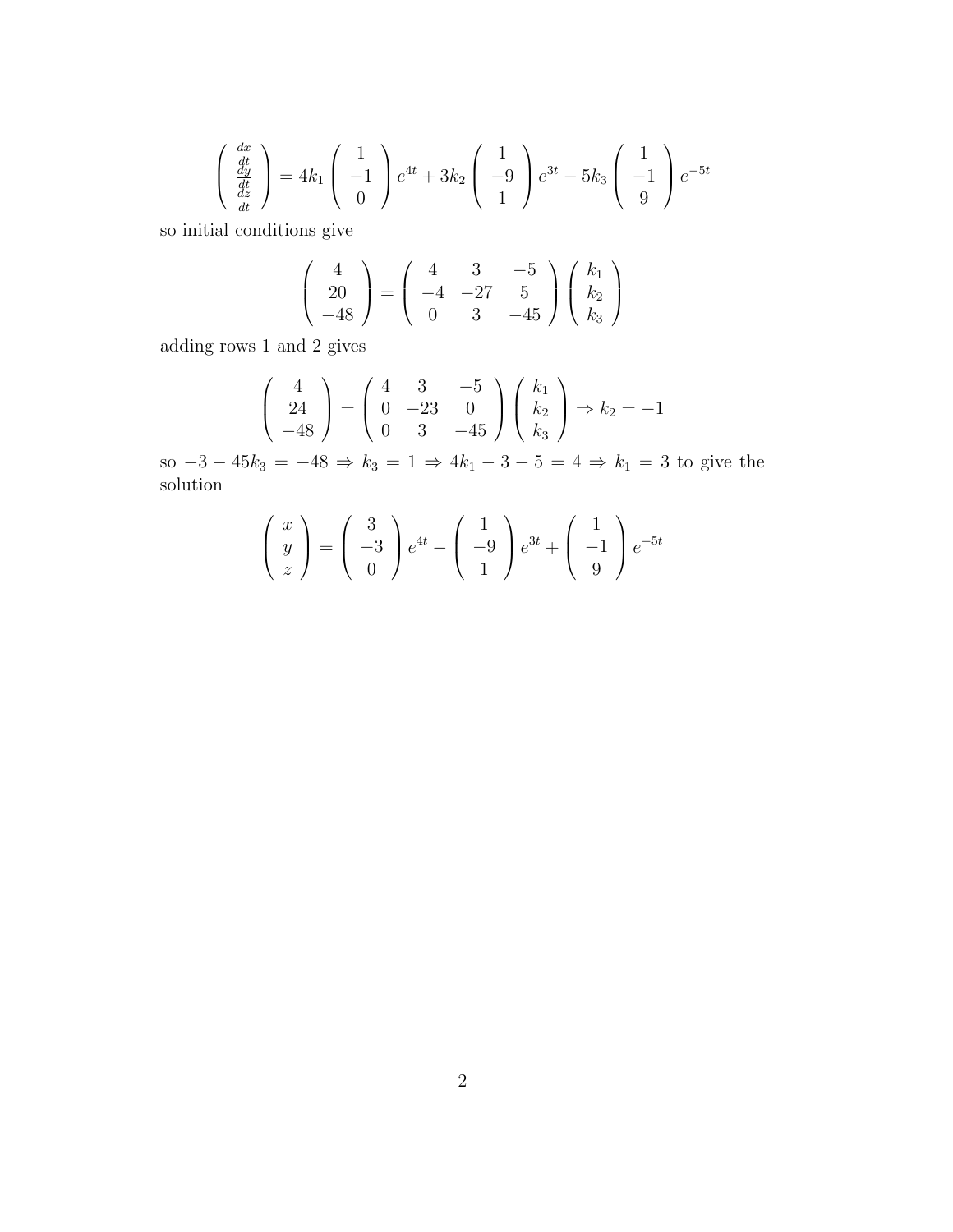$$\begin{pmatrix} \frac{dx}{dt} \\ \frac{dy}{dt} \\ \frac{dz}{dt} \end{pmatrix} = 4k_1 \begin{pmatrix} 1 \\ -1 \\ 0 \end{pmatrix} e^{4t} + 3k_2 \begin{pmatrix} 1 \\ -9 \\ 1 \end{pmatrix} e^{3t} - 5k_3 \begin{pmatrix} 1 \\ -1 \\ 9 \end{pmatrix} e^{-5t}$$

so initial conditions give

$$\begin{pmatrix} 4 \\ 20 \\ -48 \end{pmatrix} = \begin{pmatrix} 4 & 3 & -5 \\ -4 & -27 & 5 \\ 0 & 3 & -45 \end{pmatrix} \begin{pmatrix} k_1 \\ k_2 \\ k_3 \end{pmatrix}$$

adding rows 1 and 2 gives

$$\begin{pmatrix} 4 \\ 24 \\ -48 \end{pmatrix} = \begin{pmatrix} 4 & 3 & -5 \\ 0 & -23 & 0 \\ 0 & 3 & -45 \end{pmatrix} \begin{pmatrix} k_1 \\ k_2 \\ k_3 \end{pmatrix} \Rightarrow k_2 = -1$$

so $-3 - 45k_3 = -48 \Rightarrow k_3 = 1 \Rightarrow 4k_1 - 3 - 5 = 4 \Rightarrow k_1 = 3$ to give the solution

$$\begin{pmatrix} x \\ y \\ z \end{pmatrix} = \begin{pmatrix} 3 \\ -3 \\ 0 \end{pmatrix} e^{4t} - \begin{pmatrix} 1 \\ -9 \\ 1 \end{pmatrix} e^{3t} + \begin{pmatrix} 1 \\ -1 \\ 9 \end{pmatrix} e^{-5t}$$